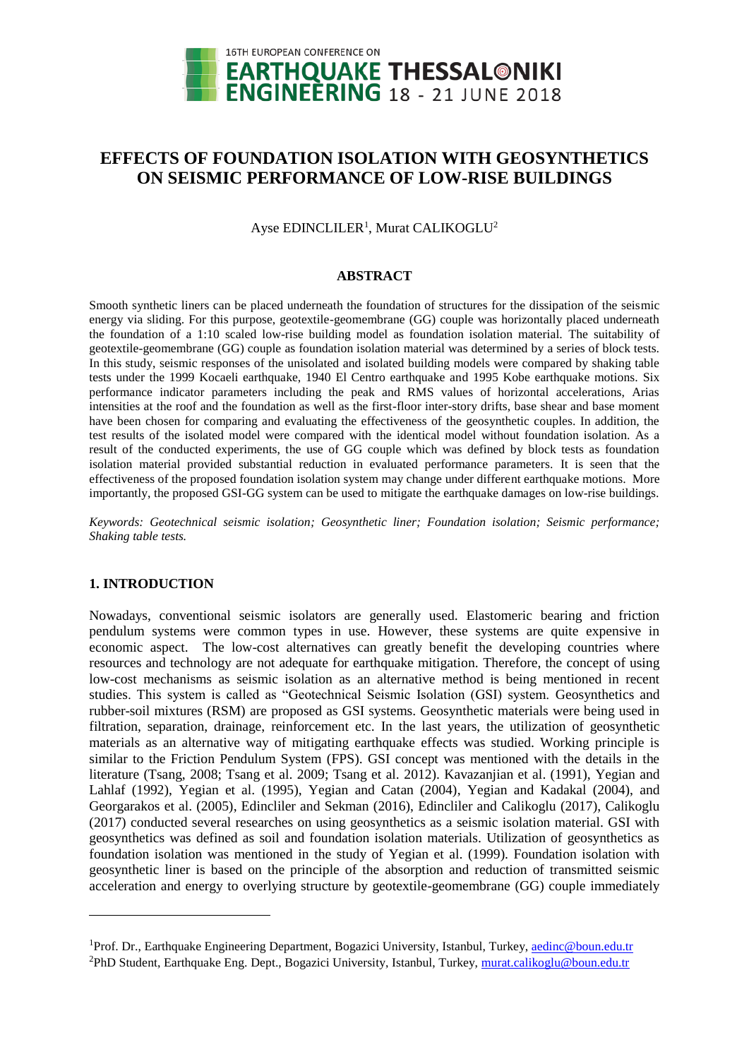# EFFECTS OF FOUNDATION ISOLATION WITH GEOSYNTHETICS ON SEISMIC PERFORMANCE OF LOW-RISE BUILDINGS

Ayse EDINCLILER[1], Murat CALIKOGLU[2]

## ABSTRACT

Smooth synthetic liners can be placed underneath the foundation of structures for the dissipation of the seismic energy via sliding. For this purpose, geotextile-geomembrane (GG) couple was horizontally placed underneath the foundation of a 1:10 scaled low-rise building model as foundation isolation material. The suitability of geotextile-geomembrane (GG) couple as foundation isolation material was determined by a series of block tests. In this study, seismic responses of the unisolated and isolated building models were compared by shaking table tests under the 1999 Kocaeli earthquake, 1940 El Centro earthquake and 1995 Kobe earthquake motions. Six performance indicator parameters including the peak and RMS values of horizontal accelerations, Arias intensities at the roof and the foundation as well as the first-floor inter-story drifts, base shear and base moment have been chosen for comparing and evaluating the effectiveness of the geosynthetic couples. In addition, the test results of the isolated model were compared with the identical model without foundation isolation. As a result of the conducted experiments, the use of GG couple which was defined by block tests as foundation isolation material provided substantial reduction in evaluated performance parameters. It is seen that the effectiveness of the proposed foundation isolation system may change under different earthquake motions. More importantly, the proposed GSI-GG system can be used to mitigate the earthquake damages on low-rise buildings.

*Keywords: Geotechnical seismic isolation; Geosynthetic liner; Foundation isolation; Seismic performance; Shaking table tests.*

## 1. INTRODUCTION

Nowadays, conventional seismic isolators are generally used. Elastomeric bearing and friction pendulum systems were common types in use. However, these systems are quite expensive in economic aspect. The low-cost alternatives can greatly benefit the developing countries where resources and technology are not adequate for earthquake mitigation. Therefore, the concept of using low-cost mechanisms as seismic isolation as an alternative method is being mentioned in recent studies. This system is called as "Geotechnical Seismic Isolation (GSI)" system. Geosynthetics and rubber-soil mixtures (RSM) are proposed as GSI systems. Geosynthetic materials were being used in filtration, separation, drainage, reinforcement etc. In the last years, the utilization of geosynthetic materials as an alternative way of mitigating earthquake effects was studied. Working principle is similar to the Friction Pendulum System (FPS). GSI concept was mentioned with the details in the literature (Tsang, 2008; Tsang et al. 2009; Tsang et al. 2012). Kavazanjian et al. (1991), Yegian and Lahlaf (1992), Yegian et al. (1995), Yegian and Catan (2004), Yegian and Kadakal (2004), and Georgarakos et al. (2005), Edincliler and Sekman (2016), Edincliler and Calikoglu (2017), Calikoglu (2017) conducted several researches on using geosynthetics as a seismic isolation material. GSI with geosynthetics was defined as soil and foundation isolation materials. Utilization of geosynthetics as foundation isolation was mentioned in the study of Yegian et al. (1999). Foundation isolation with geosynthetic liner is based on the principle of the absorption and reduction of transmitted seismic acceleration and energy to overlying structure by geotextile-geomembrane (GG) couple immediately

[1]Prof. Dr., Earthquake Engineering Department, Bogazici University, Istanbul, Turkey, aedinc@boun.edu.tr

[2]PhD Student, Earthquake Eng. Dept., Bogazici University, Istanbul, Turkey, murat.calikoglu@boun.edu.tr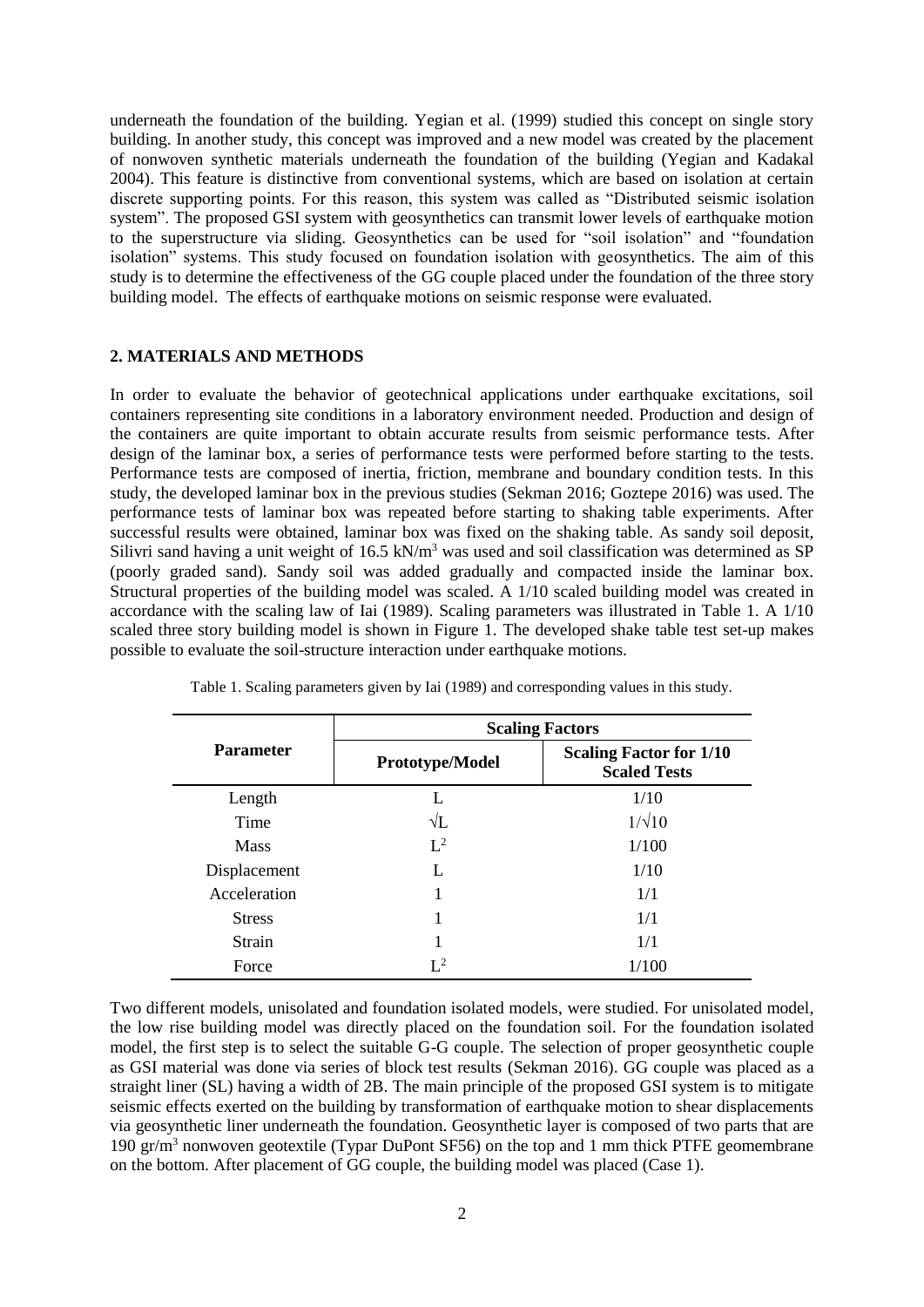underneath the foundation of the building. Yegian et al. (1999) studied this concept on single story building. In another study, this concept was improved and a new model was created by the placement of nonwoven synthetic materials underneath the foundation of the building (Yegian and Kadakal 2004). This feature is distinctive from conventional systems, which are based on isolation at certain discrete supporting points. For this reason, this system was called as "Distributed seismic isolation system". The proposed GSI system with geosynthetics can transmit lower levels of earthquake motion to the superstructure via sliding. Geosynthetics can be used for "soil isolation" and "foundation isolation" systems. This study focused on foundation isolation with geosynthetics. The aim of this study is to determine the effectiveness of the GG couple placed under the foundation of the three story building model. The effects of earthquake motions on seismic response were evaluated.

## 2. MATERIALS AND METHODS

In order to evaluate the behavior of geotechnical applications under earthquake excitations, soil containers representing site conditions in a laboratory environment needed. Production and design of the containers are quite important to obtain accurate results from seismic performance tests. After design of the laminar box, a series of performance tests were performed before starting to the tests. Performance tests are composed of inertia, friction, membrane and boundary condition tests. In this study, the developed laminar box in the previous studies (Sekman 2016; Goztepe 2016) was used. The performance tests of laminar box was repeated before starting to shaking table experiments. After successful results were obtained, laminar box was fixed on the shaking table. As sandy soil deposit, Silivri sand having a unit weight of 16.5 kN/m$^3$ was used and soil classification was determined as SP (poorly graded sand). Sandy soil was added gradually and compacted inside the laminar box. Structural properties of the building model was scaled. A 1/10 scaled building model was created in accordance with the scaling law of Iai (1989). Scaling parameters was illustrated in Table 1. A 1/10 scaled three story building model is shown in Figure 1. The developed shake table test set-up makes possible to evaluate the soil-structure interaction under earthquake motions.

Table 1. Scaling parameters given by Iai (1989) and corresponding values in this study.

| **Parameter** | **Scaling Factors** | |
|---|---|---|
| | **Prototype/Model** | **Scaling Factor for 1/10 Scaled Tests** |
| Length | L | 1/10 |
| Time | $\sqrt{L}$ | $1/\sqrt{10}$ |
| Mass | $L^2$ | 1/100 |
| Displacement | L | 1/10 |
| Acceleration | 1 | 1/1 |
| Stress | 1 | 1/1 |
| Strain | 1 | 1/1 |
| Force | $L^2$ | 1/100 |

Two different models, unisolated and foundation isolated models, were studied. For unisolated model, the low rise building model was directly placed on the foundation soil. For the foundation isolated model, the first step is to select the suitable G-G couple. The selection of proper geosynthetic couple as GSI material was done via series of block test results (Sekman 2016). GG couple was placed as a straight liner (SL) having a width of 2B. The main principle of the proposed GSI system is to mitigate seismic effects exerted on the building by transformation of earthquake motion to shear displacements via geosynthetic liner underneath the foundation. Geosynthetic layer is composed of two parts that are 190 gr/m$^3$ nonwoven geotextile (Typar DuPont SF56) on the top and 1 mm thick PTFE geomembrane on the bottom. After placement of GG couple, the building model was placed (Case 1).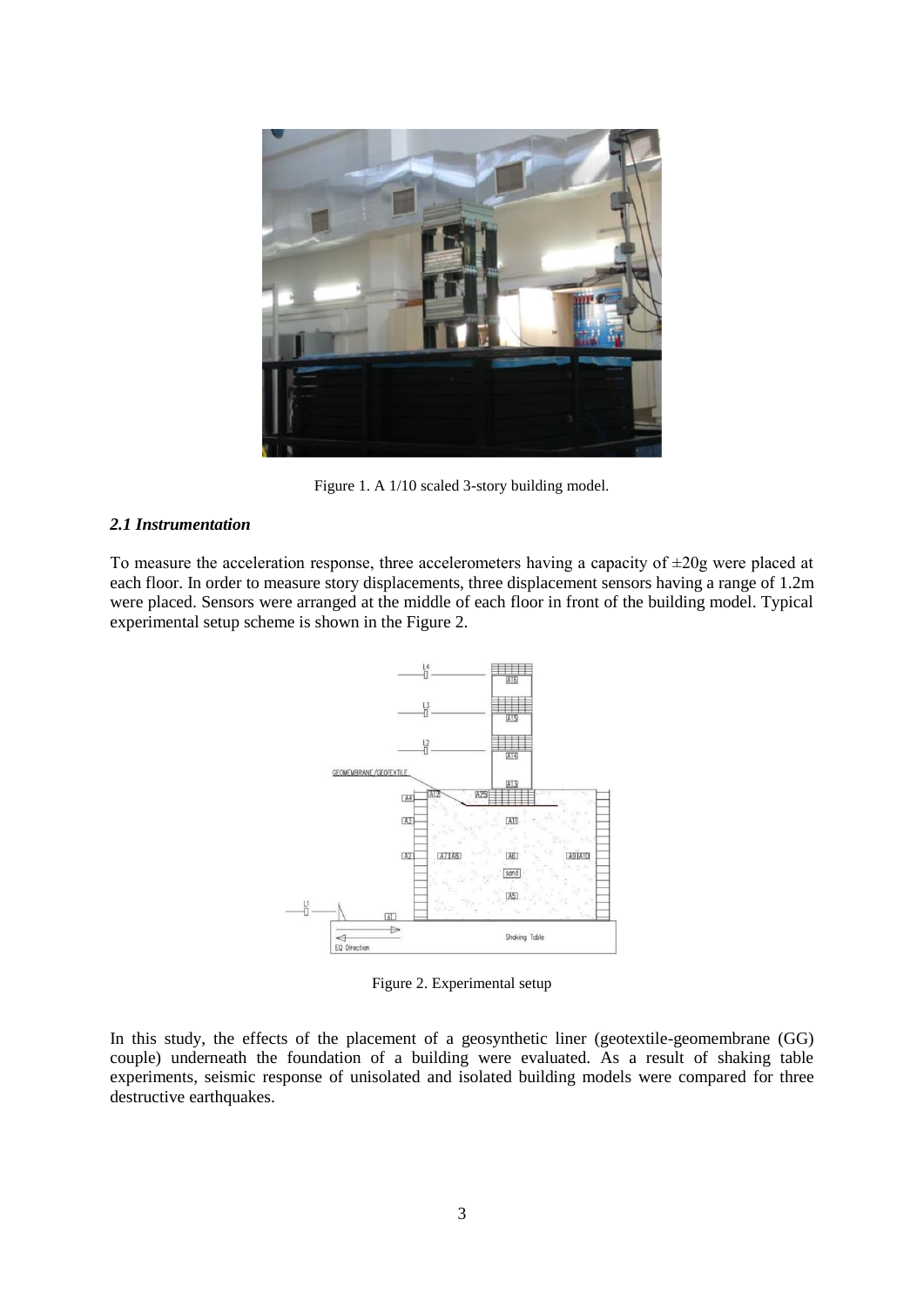Figure 1. A 1/10 scaled 3-story building model.

### *2.1 Instrumentation*

To measure the acceleration response, three accelerometers having a capacity of ±20g were placed at each floor. In order to measure story displacements, three displacement sensors having a range of 1.2m were placed. Sensors were arranged at the middle of each floor in front of the building model. Typical experimental setup scheme is shown in the Figure 2.

Figure 2. Experimental setup

In this study, the effects of the placement of a geosynthetic liner (geotextile-geomembrane (GG) couple) underneath the foundation of a building were evaluated. As a result of shaking table experiments, seismic response of unisolated and isolated building models were compared for three destructive earthquakes.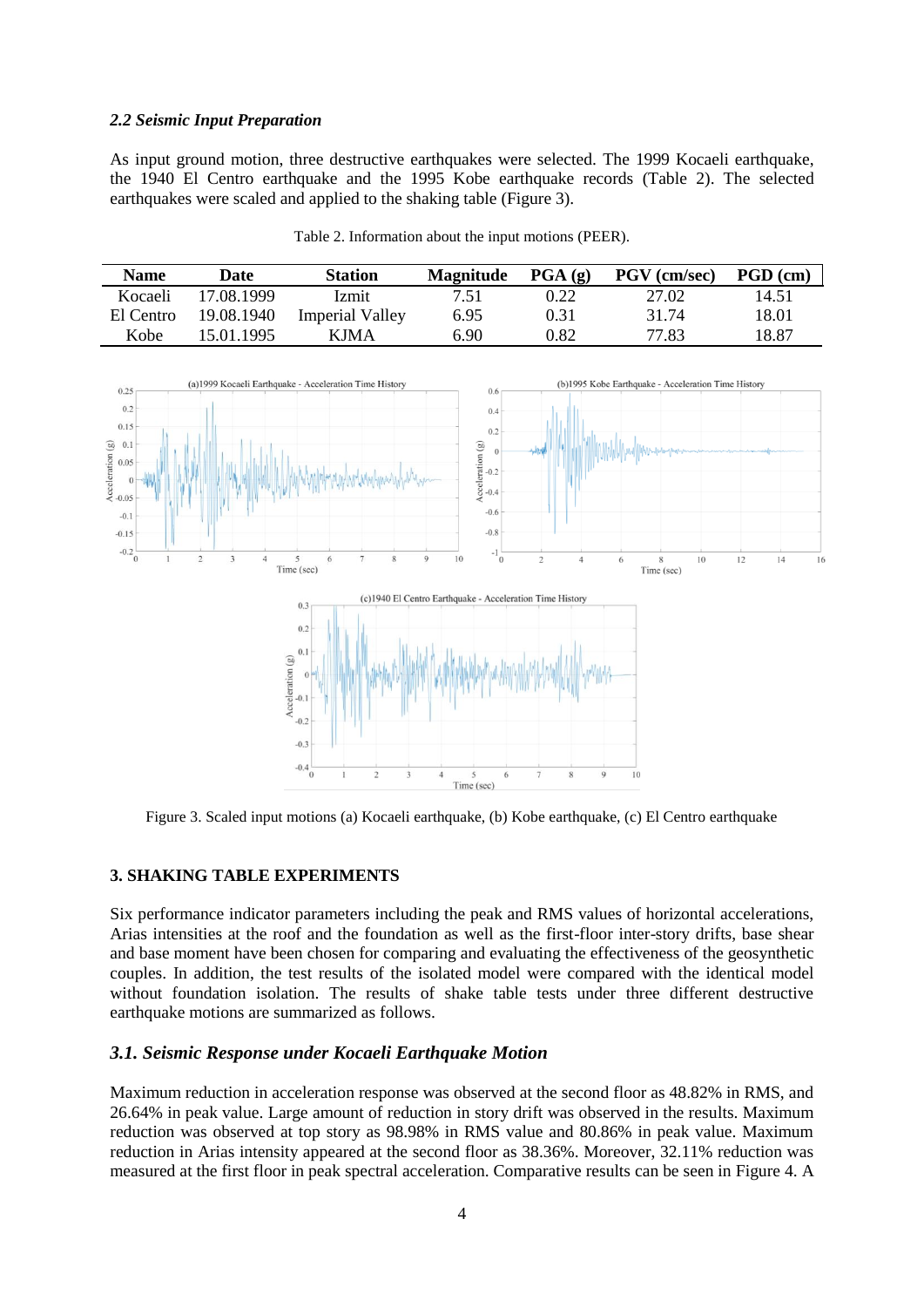### *2.2 Seismic Input Preparation*

As input ground motion, three destructive earthquakes were selected. The 1999 Kocaeli earthquake, the 1940 El Centro earthquake and the 1995 Kobe earthquake records (Table 2). The selected earthquakes were scaled and applied to the shaking table (Figure 3).

Table 2. Information about the input motions (PEER).

| Name | Date | Station | Magnitude | PGA (g) | PGV (cm/sec) | PGD (cm) |
|---|---|---|---|---|---|---|
| Kocaeli | 17.08.1999 | Izmit | 7.51 | 0.22 | 27.02 | 14.51 |
| El Centro | 19.08.1940 | Imperial Valley | 6.95 | 0.31 | 31.74 | 18.01 |
| Kobe | 15.01.1995 | KJMA | 6.90 | 0.82 | 77.83 | 18.87 |

Figure 3. Scaled input motions (a) Kocaeli earthquake, (b) Kobe earthquake, (c) El Centro earthquake

## 3. SHAKING TABLE EXPERIMENTS

Six performance indicator parameters including the peak and RMS values of horizontal accelerations, Arias intensities at the roof and the foundation as well as the first-floor inter-story drifts, base shear and base moment have been chosen for comparing and evaluating the effectiveness of the geosynthetic couples. In addition, the test results of the isolated model were compared with the identical model without foundation isolation. The results of shake table tests under three different destructive earthquake motions are summarized as follows.

### *3.1. Seismic Response under Kocaeli Earthquake Motion*

Maximum reduction in acceleration response was observed at the second floor as 48.82% in RMS, and 26.64% in peak value. Large amount of reduction in story drift was observed in the results. Maximum reduction was observed at top story as 98.98% in RMS value and 80.86% in peak value. Maximum reduction in Arias intensity appeared at the second floor as 38.36%. Moreover, 32.11% reduction was measured at the first floor in peak spectral acceleration. Comparative results can be seen in Figure 4. A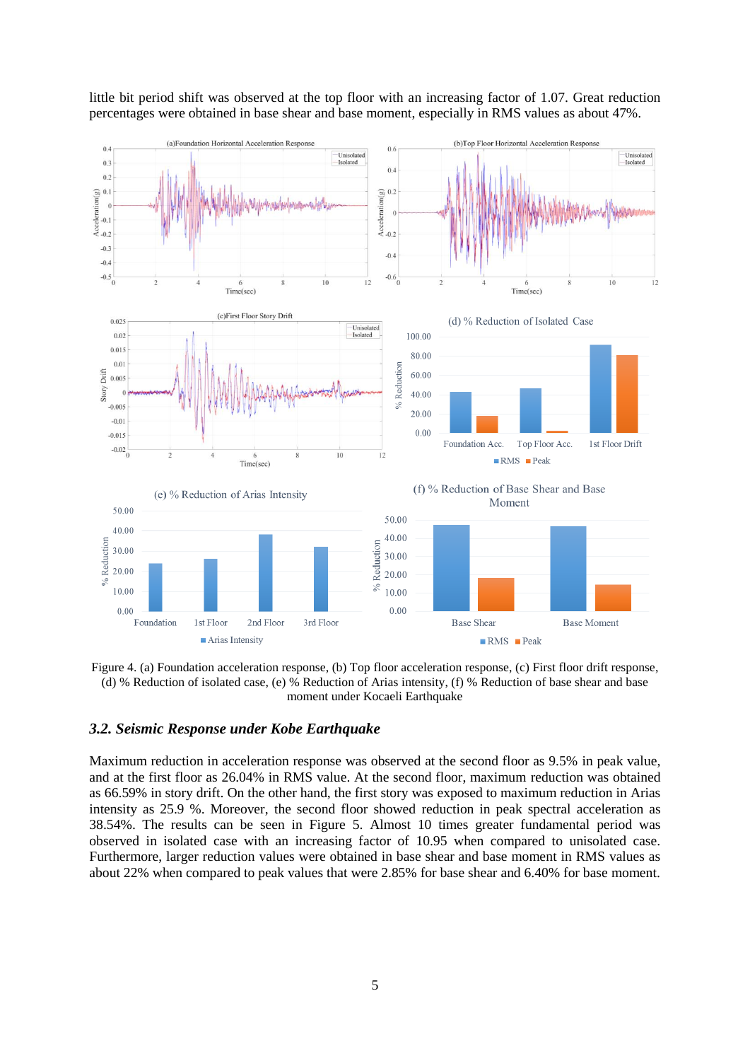little bit period shift was observed at the top floor with an increasing factor of 1.07. Great reduction percentages were obtained in base shear and base moment, especially in RMS values as about 47%.

Figure 4. (a) Foundation acceleration response, (b) Top floor acceleration response, (c) First floor drift response, (d) % Reduction of isolated case, (e) % Reduction of Arias intensity, (f) % Reduction of base shear and base moment under Kocaeli Earthquake

### *3.2. Seismic Response under Kobe Earthquake*

Maximum reduction in acceleration response was observed at the second floor as 9.5% in peak value, and at the first floor as 26.04% in RMS value. At the second floor, maximum reduction was obtained as 66.59% in story drift. On the other hand, the first story was exposed to maximum reduction in Arias intensity as 25.9 %. Moreover, the second floor showed reduction in peak spectral acceleration as 38.54%. The results can be seen in Figure 5. Almost 10 times greater fundamental period was observed in isolated case with an increasing factor of 10.95 when compared to unisolated case. Furthermore, larger reduction values were obtained in base shear and base moment in RMS values as about 22% when compared to peak values that were 2.85% for base shear and 6.40% for base moment.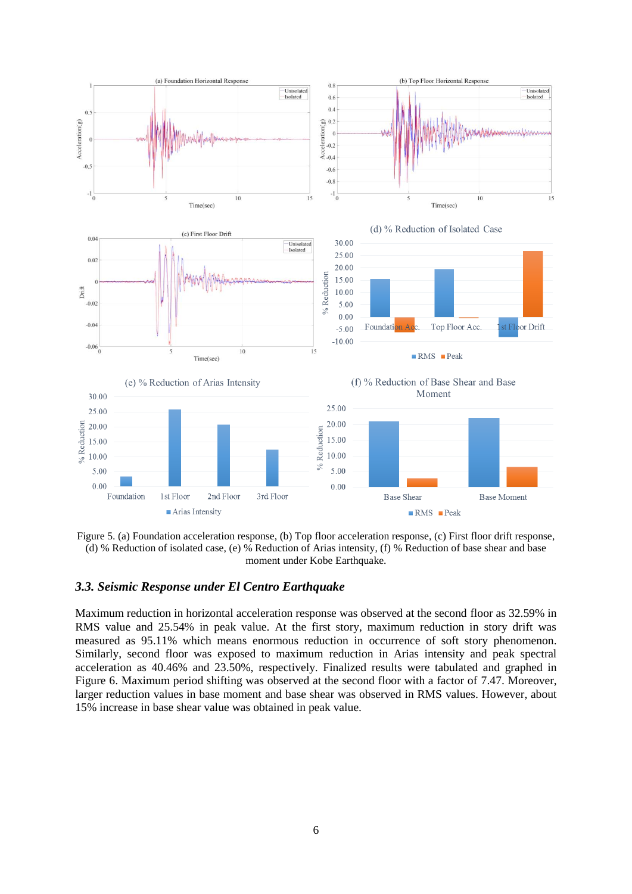Figure 5. (a) Foundation acceleration response, (b) Top floor acceleration response, (c) First floor drift response, (d) % Reduction of isolated case, (e) % Reduction of Arias intensity, (f) % Reduction of base shear and base moment under Kobe Earthquake.

### *3.3. Seismic Response under El Centro Earthquake*

Maximum reduction in horizontal acceleration response was observed at the second floor as 32.59% in RMS value and 25.54% in peak value. At the first story, maximum reduction in story drift was measured as 95.11% which means enormous reduction in occurrence of soft story phenomenon. Similarly, second floor was exposed to maximum reduction in Arias intensity and peak spectral acceleration as 40.46% and 23.50%, respectively. Finalized results were tabulated and graphed in Figure 6. Maximum period shifting was observed at the second floor with a factor of 7.47. Moreover, larger reduction values in base moment and base shear was observed in RMS values. However, about 15% increase in base shear value was obtained in peak value.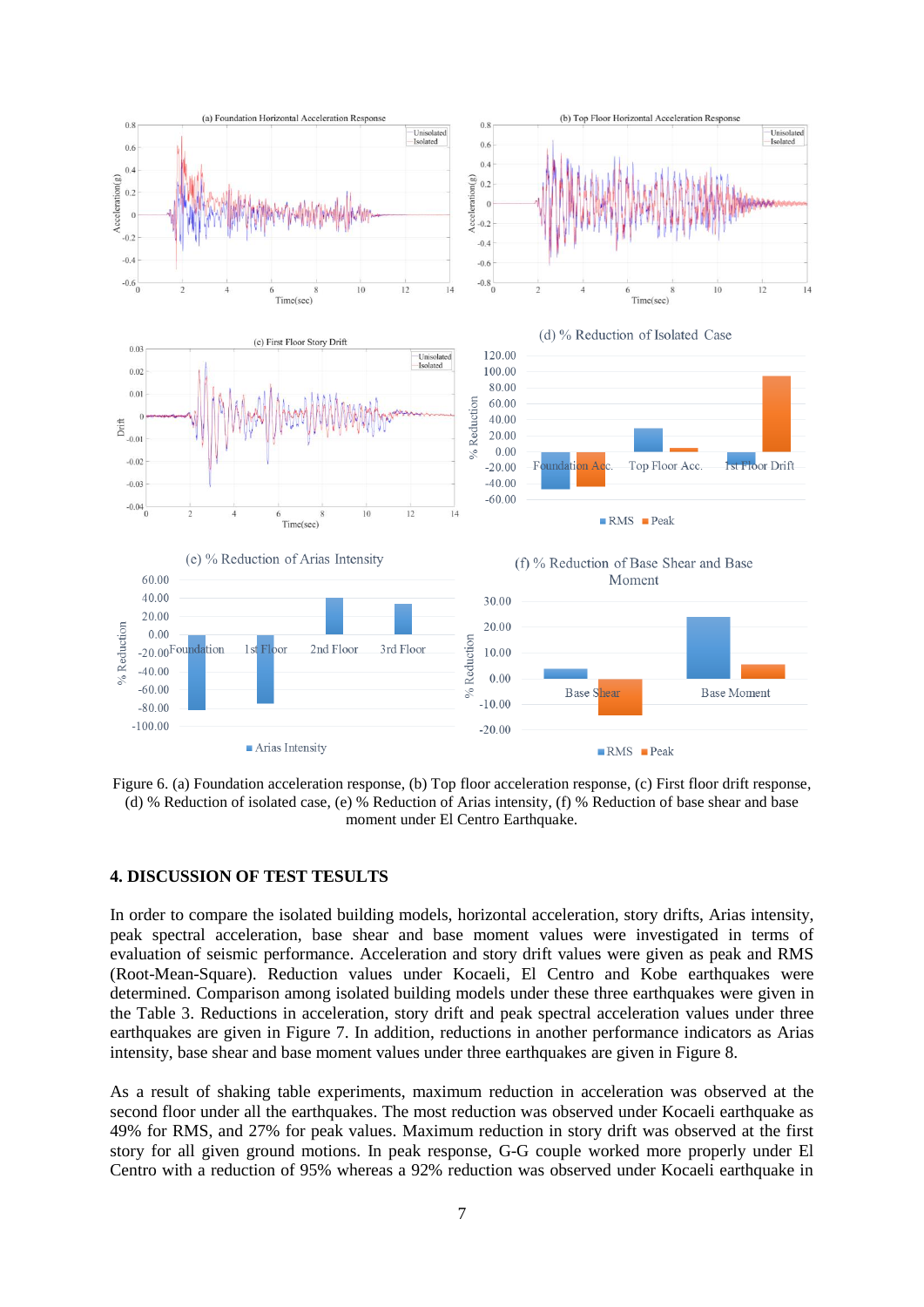Figure 6. (a) Foundation acceleration response, (b) Top floor acceleration response, (c) First floor drift response, (d) % Reduction of isolated case, (e) % Reduction of Arias intensity, (f) % Reduction of base shear and base moment under El Centro Earthquake.

## 4. DISCUSSION OF TEST TESULTS

In order to compare the isolated building models, horizontal acceleration, story drifts, Arias intensity, peak spectral acceleration, base shear and base moment values were investigated in terms of evaluation of seismic performance. Acceleration and story drift values were given as peak and RMS (Root-Mean-Square). Reduction values under Kocaeli, El Centro and Kobe earthquakes were determined. Comparison among isolated building models under these three earthquakes were given in the Table 3. Reductions in acceleration, story drift and peak spectral acceleration values under three earthquakes are given in Figure 7. In addition, reductions in another performance indicators as Arias intensity, base shear and base moment values under three earthquakes are given in Figure 8.

As a result of shaking table experiments, maximum reduction in acceleration was observed at the second floor under all the earthquakes. The most reduction was observed under Kocaeli earthquake as 49% for RMS, and 27% for peak values. Maximum reduction in story drift was observed at the first story for all given ground motions. In peak response, G-G couple worked more properly under El Centro with a reduction of 95% whereas a 92% reduction was observed under Kocaeli earthquake in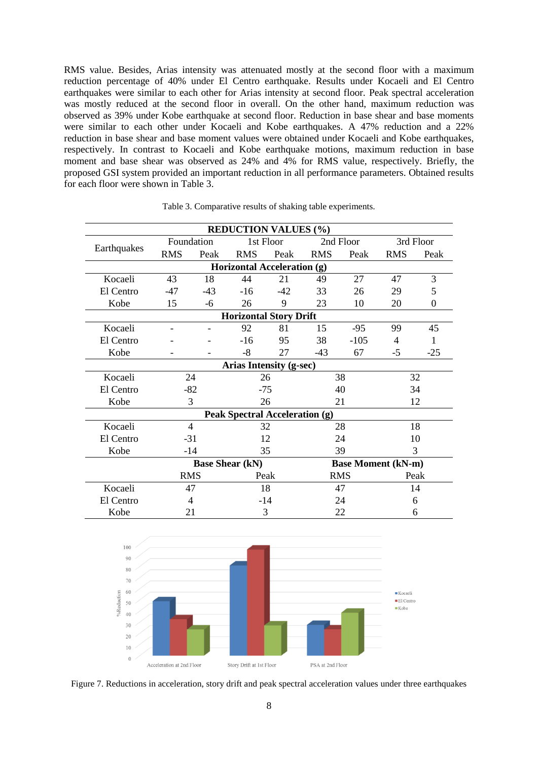RMS value. Besides, Arias intensity was attenuated mostly at the second floor with a maximum reduction percentage of 40% under El Centro earthquake. Results under Kocaeli and El Centro earthquakes were similar to each other for Arias intensity at second floor. Peak spectral acceleration was mostly reduced at the second floor in overall. On the other hand, maximum reduction was observed as 39% under Kobe earthquake at second floor. Reduction in base shear and base moments were similar to each other under Kocaeli and Kobe earthquakes. A 47% reduction and a 22% reduction in base shear and base moment values were obtained under Kocaeli and Kobe earthquakes, respectively. In contrast to Kocaeli and Kobe earthquake motions, maximum reduction in base moment and base shear was observed as 24% and 4% for RMS value, respectively. Briefly, the proposed GSI system provided an important reduction in all performance parameters. Obtained results for each floor were shown in Table 3.

Table 3. Comparative results of shaking table experiments.

| **REDUCTION VALUES (%)** | | | | | | | | |
|---|---|---|---|---|---|---|---|---|
| Earthquakes | Foundation | | 1st Floor | | 2nd Floor | | 3rd Floor | |
| | RMS | Peak | RMS | Peak | RMS | Peak | RMS | Peak |
| **Horizontal Acceleration (g)** | | | | | | | | |
| Kocaeli | 43 | 18 | 44 | 21 | 49 | 27 | 47 | 3 |
| El Centro | -47 | -43 | -16 | -42 | 33 | 26 | 29 | 5 |
| Kobe | 15 | -6 | 26 | 9 | 23 | 10 | 20 | 0 |
| **Horizontal Story Drift** | | | | | | | | |
| Kocaeli | - | - | 92 | 81 | 15 | -95 | 99 | 45 |
| El Centro | - | - | -16 | 95 | 38 | -105 | 4 | 1 |
| Kobe | - | - | -8 | 27 | -43 | 67 | -5 | -25 |
| **Arias Intensity (g-sec)** | | | | | | | | |
| Kocaeli | 24 | | 26 | | 38 | | 32 | |
| El Centro | -82 | | -75 | | 40 | | 34 | |
| Kobe | 3 | | 26 | | 21 | | 12 | |
| **Peak Spectral Acceleration (g)** | | | | | | | | |
| Kocaeli | 4 | | 32 | | 28 | | 18 | |
| El Centro | -31 | | 12 | | 24 | | 10 | |
| Kobe | -14 | | 35 | | 39 | | 3 | |
| | **Base Shear (kN)** | | | | **Base Moment (kN-m)** | | | |
| | RMS | | Peak | | RMS | | Peak | |
| Kocaeli | 47 | | 18 | | 47 | | 14 | |
| El Centro | 4 | | -14 | | 24 | | 6 | |
| Kobe | 21 | | 3 | | 22 | | 6 | |

Figure 7. Reductions in acceleration, story drift and peak spectral acceleration values under three earthquakes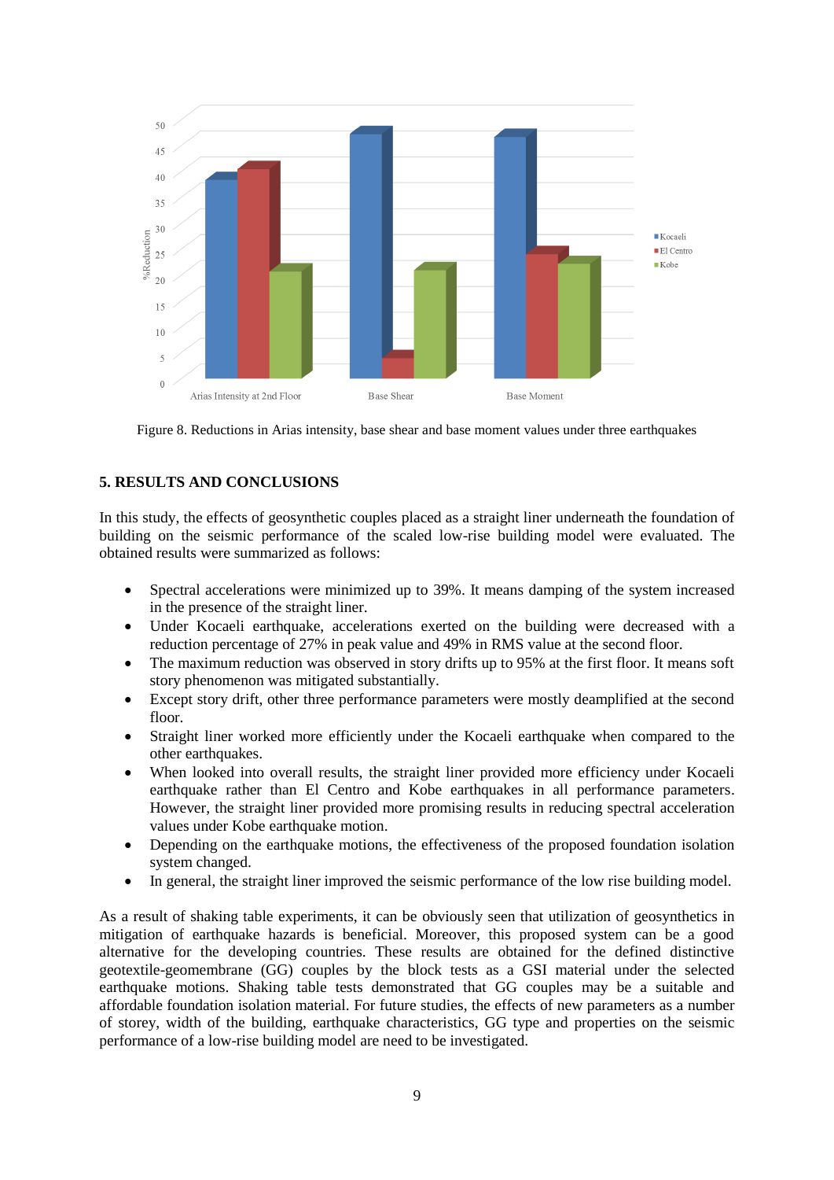Figure 8. Reductions in Arias intensity, base shear and base moment values under three earthquakes

## 5. RESULTS AND CONCLUSIONS

In this study, the effects of geosynthetic couples placed as a straight liner underneath the foundation of building on the seismic performance of the scaled low-rise building model were evaluated. The obtained results were summarized as follows:

- Spectral accelerations were minimized up to 39%. It means damping of the system increased in the presence of the straight liner.
- Under Kocaeli earthquake, accelerations exerted on the building were decreased with a reduction percentage of 27% in peak value and 49% in RMS value at the second floor.
- The maximum reduction was observed in story drifts up to 95% at the first floor. It means soft story phenomenon was mitigated substantially.
- Except story drift, other three performance parameters were mostly deamplified at the second floor.
- Straight liner worked more efficiently under the Kocaeli earthquake when compared to the other earthquakes.
- When looked into overall results, the straight liner provided more efficiency under Kocaeli earthquake rather than El Centro and Kobe earthquakes in all performance parameters. However, the straight liner provided more promising results in reducing spectral acceleration values under Kobe earthquake motion.
- Depending on the earthquake motions, the effectiveness of the proposed foundation isolation system changed.
- In general, the straight liner improved the seismic performance of the low rise building model.

As a result of shaking table experiments, it can be obviously seen that utilization of geosynthetics in mitigation of earthquake hazards is beneficial. Moreover, this proposed system can be a good alternative for the developing countries. These results are obtained for the defined distinctive geotextile-geomembrane (GG) couples by the block tests as a GSI material under the selected earthquake motions. Shaking table tests demonstrated that GG couples may be a suitable and affordable foundation isolation material. For future studies, the effects of new parameters as a number of storey, width of the building, earthquake characteristics, GG type and properties on the seismic performance of a low-rise building model are need to be investigated.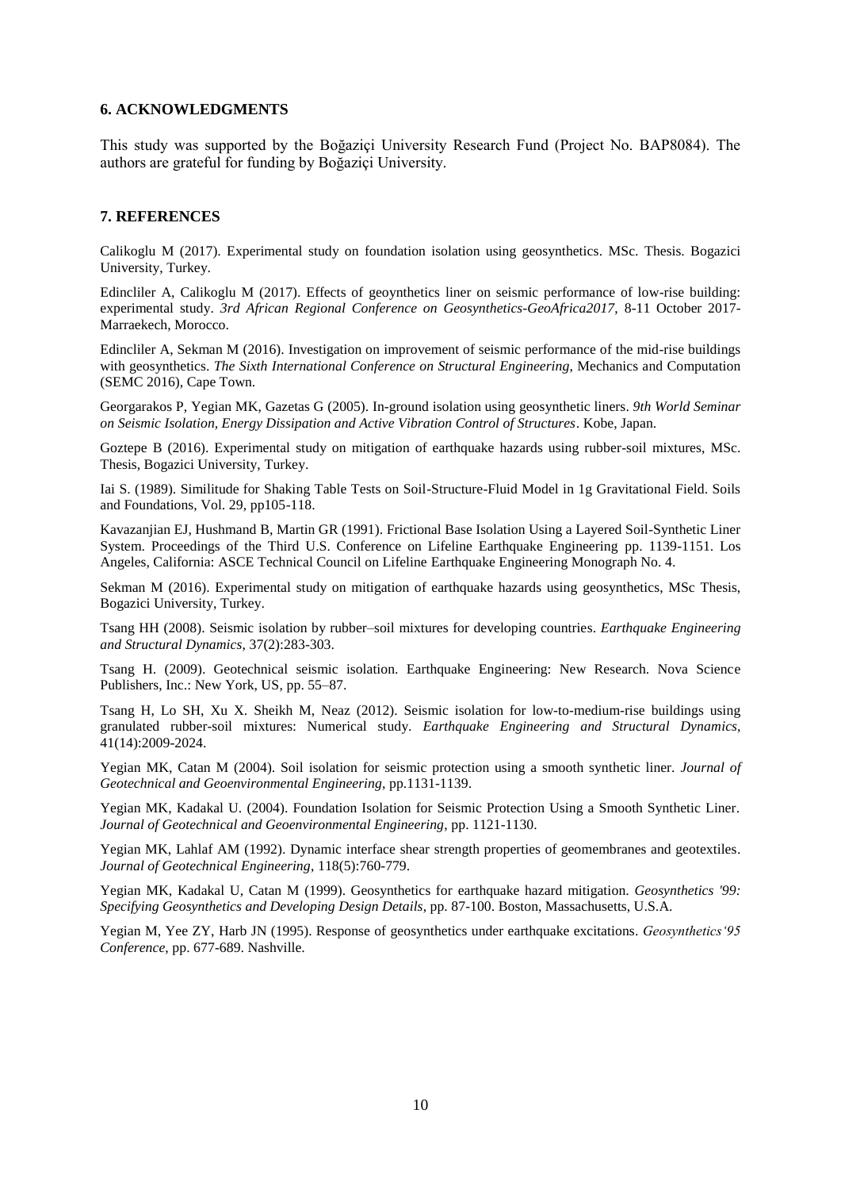## 6. ACKNOWLEDGMENTS

This study was supported by the Boğaziçi University Research Fund (Project No. BAP8084). The authors are grateful for funding by Boğaziçi University.

## 7. REFERENCES

Calikoglu M (2017). Experimental study on foundation isolation using geosynthetics. MSc. Thesis. Bogazici University, Turkey.

Edincliler A, Calikoglu M (2017). Effects of geoynthetics liner on seismic performance of low-rise building: experimental study. *3rd African Regional Conference on Geosynthetics-GeoAfrica2017*, 8-11 October 2017- Marraekech, Morocco.

Edincliler A, Sekman M (2016). Investigation on improvement of seismic performance of the mid-rise buildings with geosynthetics. *The Sixth International Conference on Structural Engineering*, Mechanics and Computation (SEMC 2016), Cape Town.

Georgarakos P, Yegian MK, Gazetas G (2005). In-ground isolation using geosynthetic liners. *9th World Seminar on Seismic Isolation, Energy Dissipation and Active Vibration Control of Structures*. Kobe, Japan.

Goztepe B (2016). Experimental study on mitigation of earthquake hazards using rubber-soil mixtures, MSc. Thesis, Bogazici University, Turkey.

Iai S. (1989). Similitude for Shaking Table Tests on Soil-Structure-Fluid Model in 1g Gravitational Field. Soils and Foundations, Vol. 29, pp105-118.

Kavazanjian EJ, Hushmand B, Martin GR (1991). Frictional Base Isolation Using a Layered Soil-Synthetic Liner System. Proceedings of the Third U.S. Conference on Lifeline Earthquake Engineering pp. 1139-1151. Los Angeles, California: ASCE Technical Council on Lifeline Earthquake Engineering Monograph No. 4.

Sekman M (2016). Experimental study on mitigation of earthquake hazards using geosynthetics, MSc Thesis, Bogazici University, Turkey.

Tsang HH (2008). Seismic isolation by rubber–soil mixtures for developing countries. *Earthquake Engineering and Structural Dynamics*, 37(2):283-303.

Tsang H. (2009). Geotechnical seismic isolation. Earthquake Engineering: New Research. Nova Science Publishers, Inc.: New York, US, pp. 55–87.

Tsang H, Lo SH, Xu X. Sheikh M, Neaz (2012). Seismic isolation for low-to-medium-rise buildings using granulated rubber-soil mixtures: Numerical study. *Earthquake Engineering and Structural Dynamics*, 41(14):2009-2024.

Yegian MK, Catan M (2004). Soil isolation for seismic protection using a smooth synthetic liner. *Journal of Geotechnical and Geoenvironmental Engineering*, pp.1131-1139.

Yegian MK, Kadakal U. (2004). Foundation Isolation for Seismic Protection Using a Smooth Synthetic Liner. *Journal of Geotechnical and Geoenvironmental Engineering*, pp. 1121-1130.

Yegian MK, Lahlaf AM (1992). Dynamic interface shear strength properties of geomembranes and geotextiles. *Journal of Geotechnical Engineering*, 118(5):760-779.

Yegian MK, Kadakal U, Catan M (1999). Geosynthetics for earthquake hazard mitigation. *Geosynthetics '99: Specifying Geosynthetics and Developing Design Details*, pp. 87-100. Boston, Massachusetts, U.S.A.

Yegian M, Yee ZY, Harb JN (1995). Response of geosynthetics under earthquake excitations. *Geosynthetics'95 Conference*, pp. 677-689. Nashville.